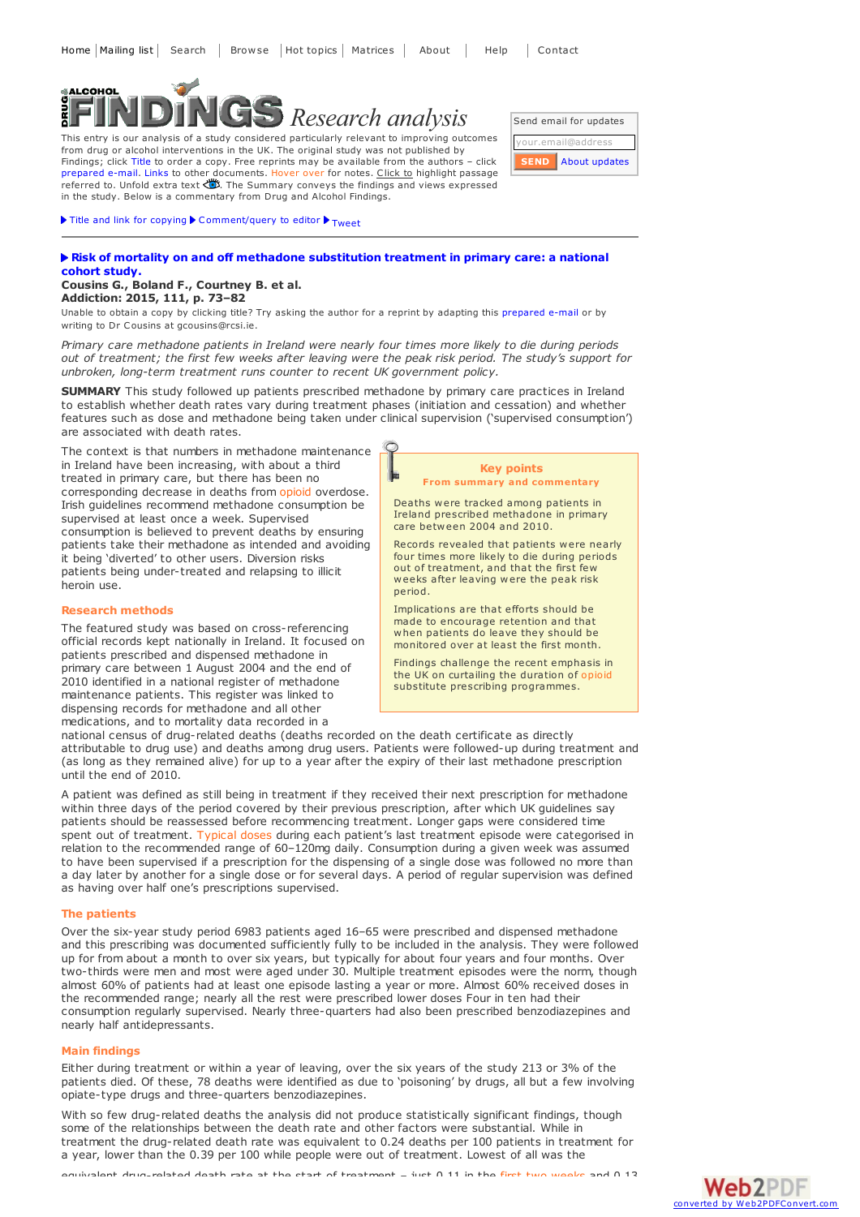Home | Mailing list | Search | Browse | Hot topics | Matrices | About | Help | Contact

# DRUG ALCOHOL FINDINGS *Research analysis*

This entry is our analysis of a study considered particularly relevant to improving outcomes from drug or alcohol interventions in the UK. The original study was not published by Findings; click Title to order a copy. Free reprints may be available from the authors – click prepared e-mail. Links to other documents. Hover over for notes. Click to highlight passage referred to. Unfold extra text. The Summary conveys the findings and views expressed in the study. Below is a commentary from Drug and Alcohol Findings.

Send email for updates

your.email@address

SEND About updates

▶ Title and link for copying ▶ Comment/query to editor ▶ Tweet

---

## ▶ Risk of mortality on and off methadone substitution treatment in primary care: a national cohort study.

**Cousins G., Boland F., Courtney B. et al.**
**Addiction: 2015, 111, p. 73–82**

Unable to obtain a copy by clicking title? Try asking the author for a reprint by adapting this prepared e-mail or by writing to Dr Cousins at gcousins@rcsi.ie.

*Primary care methadone patients in Ireland were nearly four times more likely to die during periods out of treatment; the first few weeks after leaving were the peak risk period. The study's support for unbroken, long-term treatment runs counter to recent UK government policy.*

**SUMMARY** This study followed up patients prescribed methadone by primary care practices in Ireland to establish whether death rates vary during treatment phases (initiation and cessation) and whether features such as dose and methadone being taken under clinical supervision ('supervised consumption') are associated with death rates.

The context is that numbers in methadone maintenance in Ireland have been increasing, with about a third treated in primary care, but there has been no corresponding decrease in deaths from opioid overdose. Irish guidelines recommend methadone consumption be supervised at least once a week. Supervised consumption is believed to prevent deaths by ensuring patients take their methadone as intended and avoiding it being 'diverted' to other users. Diversion risks patients being under-treated and relapsing to illicit heroin use.

> **Key points**
> **From summary and commentary**
>
> Deaths were tracked among patients in Ireland prescribed methadone in primary care between 2004 and 2010.
>
> Records revealed that patients were nearly four times more likely to die during periods out of treatment, and that the first few weeks after leaving were the peak risk period.
>
> Implications are that efforts should be made to encourage retention and that when patients do leave they should be monitored over at least the first month.
>
> Findings challenge the recent emphasis in the UK on curtailing the duration of opioid substitute prescribing programmes.

### Research methods

The featured study was based on cross-referencing official records kept nationally in Ireland. It focused on patients prescribed and dispensed methadone in primary care between 1 August 2004 and the end of 2010 identified in a national register of methadone maintenance patients. This register was linked to dispensing records for methadone and all other medications, and to mortality data recorded in a national census of drug-related deaths (deaths recorded on the death certificate as directly attributable to drug use) and deaths among drug users. Patients were followed-up during treatment and (as long as they remained alive) for up to a year after the expiry of their last methadone prescription until the end of 2010.

A patient was defined as still being in treatment if they received their next prescription for methadone within three days of the period covered by their previous prescription, after which UK guidelines say patients should be reassessed before recommencing treatment. Longer gaps were considered time spent out of treatment. Typical doses during each patient's last treatment episode were categorised in relation to the recommended range of 60–120mg daily. Consumption during a given week was assumed to have been supervised if a prescription for the dispensing of a single dose was followed no more than a day later by another for a single dose or for several days. A period of regular supervision was defined as having over half one's prescriptions supervised.

### The patients

Over the six-year study period 6983 patients aged 16–65 were prescribed and dispensed methadone and this prescribing was documented sufficiently fully to be included in the analysis. They were followed up for from about a month to over six years, but typically for about four years and four months. Over two-thirds were men and most were aged under 30. Multiple treatment episodes were the norm, though almost 60% of patients had at least one episode lasting a year or more. Almost 60% received doses in the recommended range; nearly all the rest were prescribed lower doses Four in ten had their consumption regularly supervised. Nearly three-quarters had also been prescribed benzodiazepines and nearly half antidepressants.

### Main findings

Either during treatment or within a year of leaving, over the six years of the study 213 or 3% of the patients died. Of these, 78 deaths were identified as due to 'poisoning' by drugs, all but a few involving opiate-type drugs and three-quarters benzodiazepines.

With so few drug-related deaths the analysis did not produce statistically significant findings, though some of the relationships between the death rate and other factors were substantial. While in treatment the drug-related death rate was equivalent to 0.24 deaths per 100 patients in treatment for a year, lower than the 0.39 per 100 while people were out of treatment. Lowest of all was the equivalent drug-related death rate at the start of treatment – just 0.11 in the first two weeks and 0.13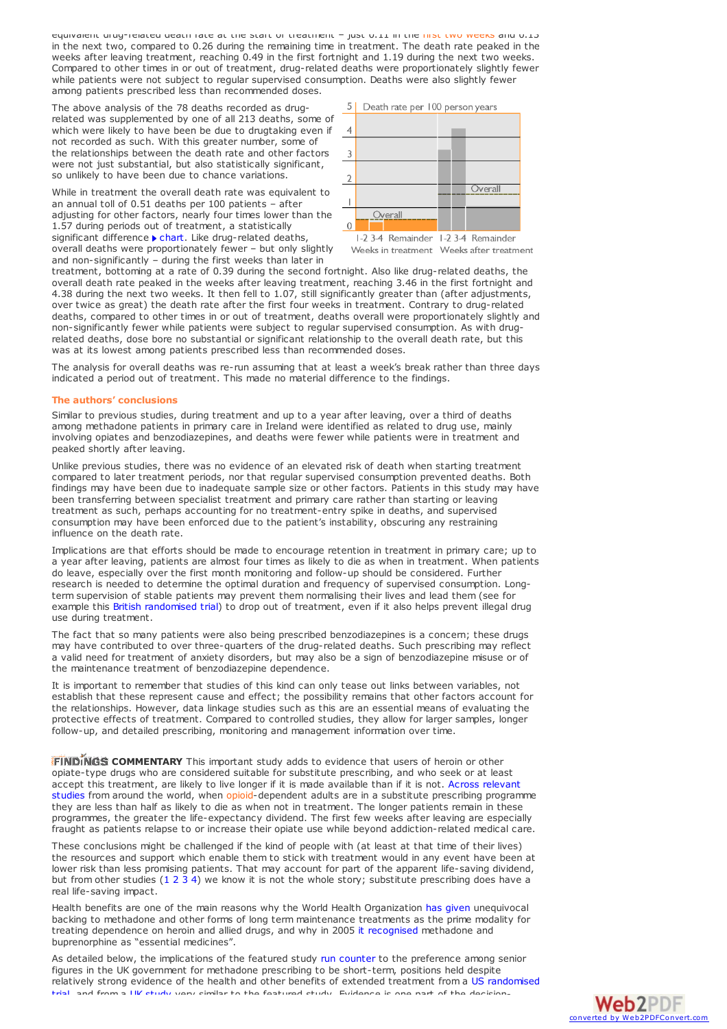equivalent drug-related death rate at the start of treatment – just 0.11 in the first two weeks and 0.13 in the next two, compared to 0.26 during the remaining time in treatment. The death rate peaked in the weeks after leaving treatment, reaching 0.49 in the first fortnight and 1.19 during the next two weeks. Compared to other times in or out of treatment, drug-related deaths were proportionately slightly fewer while patients were not subject to regular supervised consumption. Deaths were also slightly fewer among patients prescribed less than recommended doses.

The above analysis of the 78 deaths recorded as drug-related was supplemented by one of all 213 deaths, some of which were likely to have been be due to drugtaking even if not recorded as such. With this greater number, some of the relationships between the death rate and other factors were not just substantial, but also statistically significant, so unlikely to have been due to chance variations.

While in treatment the overall death rate was equivalent to an annual toll of 0.51 deaths per 100 patients – after adjusting for other factors, nearly four times lower than the 1.57 during periods out of treatment, a statistically significant difference ▸ chart. Like drug-related deaths, overall deaths were proportionately fewer – but only slightly and non-significantly – during the first weeks than later in treatment, bottoming at a rate of 0.39 during the second fortnight. Also like drug-related deaths, the overall death rate peaked in the weeks after leaving treatment, reaching 3.46 in the first fortnight and 4.38 during the next two weeks. It then fell to 1.07, still significantly greater than (after adjustments, over twice as great) the death rate after the first four weeks in treatment. Contrary to drug-related deaths, compared to other times in or out of treatment, deaths overall were proportionately slightly and non-significantly fewer while patients were subject to regular supervised consumption. As with drug-related deaths, dose bore no substantial or significant relationship to the overall death rate, but this was at its lowest among patients prescribed less than recommended doses.

The analysis for overall deaths was re-run assuming that at least a week's break rather than three days indicated a period out of treatment. This made no material difference to the findings.

### The authors' conclusions

Similar to previous studies, during treatment and up to a year after leaving, over a third of deaths among methadone patients in primary care in Ireland were identified as related to drug use, mainly involving opiates and benzodiazepines, and deaths were fewer while patients were in treatment and peaked shortly after leaving.

Unlike previous studies, there was no evidence of an elevated risk of death when starting treatment compared to later treatment periods, nor that regular supervised consumption prevented deaths. Both findings may have been due to inadequate sample size or other factors. Patients in this study may have been transferring between specialist treatment and primary care rather than starting or leaving treatment as such, perhaps accounting for no treatment-entry spike in deaths, and supervised consumption may have been enforced due to the patient's instability, obscuring any restraining influence on the death rate.

Implications are that efforts should be made to encourage retention in treatment in primary care; up to a year after leaving, patients are almost four times as likely to die as when in treatment. When patients do leave, especially over the first month monitoring and follow-up should be considered. Further research is needed to determine the optimal duration and frequency of supervised consumption. Long-term supervision of stable patients may prevent them normalising their lives and lead them (see for example this British randomised trial) to drop out of treatment, even if it also helps prevent illegal drug use during treatment.

The fact that so many patients were also being prescribed benzodiazepines is a concern; these drugs may have contributed to over three-quarters of the drug-related deaths. Such prescribing may reflect a valid need for treatment of anxiety disorders, but may also be a sign of benzodiazepine misuse or of the maintenance treatment of benzodiazepine dependence.

It is important to remember that studies of this kind can only tease out links between variables, not establish that these represent cause and effect; the possibility remains that other factors account for the relationships. However, data linkage studies such as this are an essential means of evaluating the protective effects of treatment. Compared to controlled studies, they allow for larger samples, longer follow-up, and detailed prescribing, monitoring and management information over time.

**FINDINGS COMMENTARY** This important study adds to evidence that users of heroin or other opiate-type drugs who are considered suitable for substitute prescribing, and who seek or at least accept this treatment, are likely to live longer if it is made available than if it is not. Across relevant studies from around the world, when opioid-dependent adults are in a substitute prescribing programme they are less than half as likely to die as when not in treatment. The longer patients remain in these programmes, the greater the life-expectancy dividend. The first few weeks after leaving are especially fraught as patients relapse to or increase their opiate use while beyond addiction-related medical care.

These conclusions might be challenged if the kind of people with (at least at that time of their lives) the resources and support which enable them to stick with treatment would in any event have been at lower risk than less promising patients. That may account for part of the apparent life-saving dividend, but from other studies (1 2 3 4) we know it is not the whole story; substitute prescribing does have a real life-saving impact.

Health benefits are one of the main reasons why the World Health Organization has given unequivocal backing to methadone and other forms of long term maintenance treatments as the prime modality for treating dependence on heroin and allied drugs, and why in 2005 it recognised methadone and buprenorphine as "essential medicines".

As detailed below, the implications of the featured study run counter to the preference among senior figures in the UK government for methadone prescribing to be short-term, positions held despite relatively strong evidence of the health and other benefits of extended treatment from a US randomised trial, and from a UK study very similar to the featured study. Evidence is one part of the decision-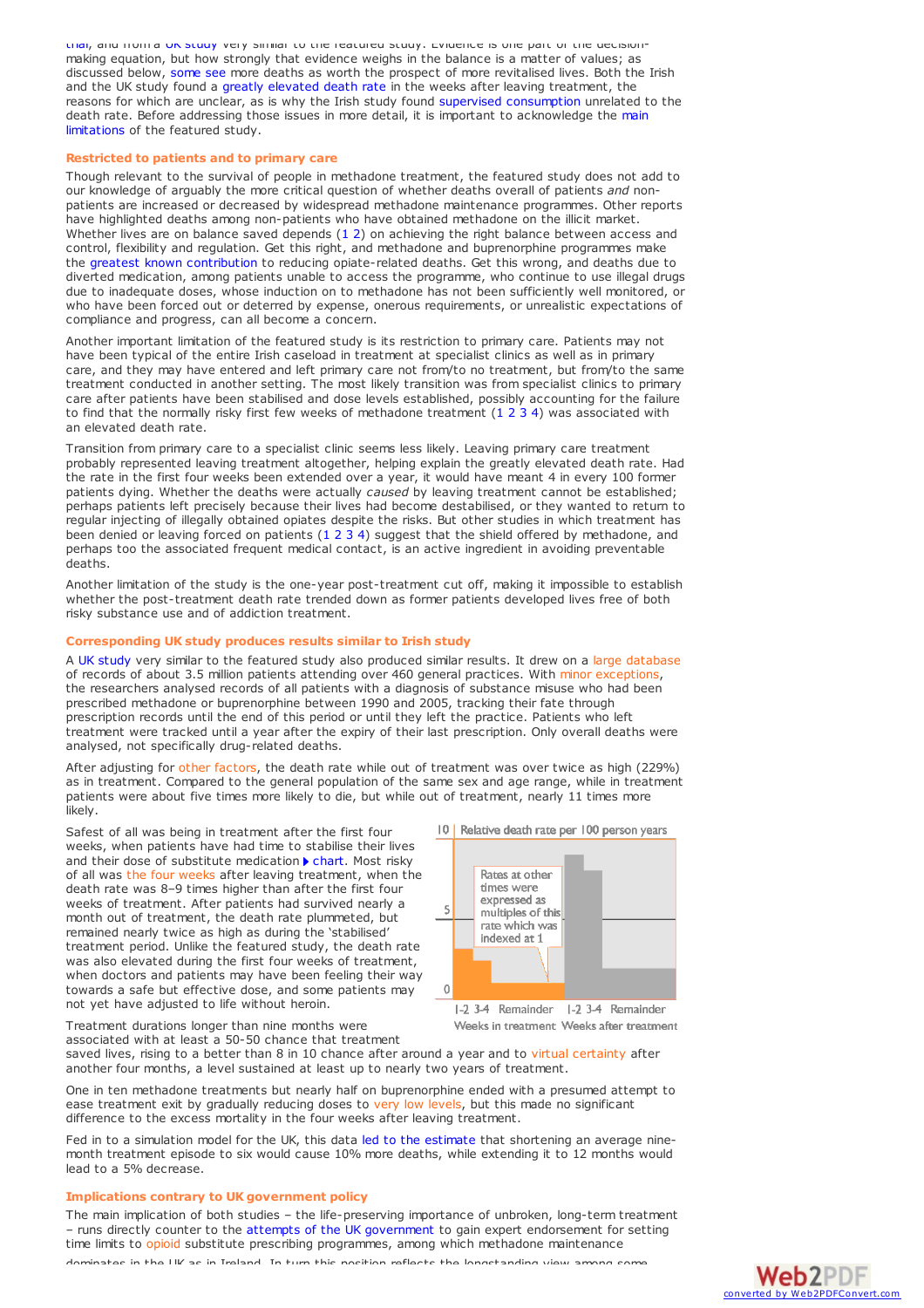that, and from a UK study very similar to the featured study. Evidence is one part of the decision-making equation, but how strongly that evidence weighs in the balance is a matter of values; as discussed below, some see more deaths as worth the prospect of more revitalised lives. Both the Irish and the UK study found a greatly elevated death rate in the weeks after leaving treatment, the reasons for which are unclear, as is why the Irish study found supervised consumption unrelated to the death rate. Before addressing those issues in more detail, it is important to acknowledge the main limitations of the featured study.

## Restricted to patients and to primary care

Though relevant to the survival of people in methadone treatment, the featured study does not add to our knowledge of arguably the more critical question of whether deaths overall of patients *and* non-patients are increased or decreased by widespread methadone maintenance programmes. Other reports have highlighted deaths among non-patients who have obtained methadone on the illicit market. Whether lives are on balance saved depends (1 2) on achieving the right balance between access and control, flexibility and regulation. Get this right, and methadone and buprenorphine programmes make the greatest known contribution to reducing opiate-related deaths. Get this wrong, and deaths due to diverted medication, among patients unable to access the programme, who continue to use illegal drugs due to inadequate doses, whose induction on to methadone has not been sufficiently well monitored, or who have been forced out or deterred by expense, onerous requirements, or unrealistic expectations of compliance and progress, can all become a concern.

Another important limitation of the featured study is its restriction to primary care. Patients may not have been typical of the entire Irish caseload in treatment at specialist clinics as well as in primary care, and they may have entered and left primary care not from/to no treatment, but from/to the same treatment conducted in another setting. The most likely transition was from specialist clinics to primary care after patients have been stabilised and dose levels established, possibly accounting for the failure to find that the normally risky first few weeks of methadone treatment (1 2 3 4) was associated with an elevated death rate.

Transition from primary care to a specialist clinic seems less likely. Leaving primary care treatment probably represented leaving treatment altogether, helping explain the greatly elevated death rate. Had the rate in the first four weeks been extended over a year, it would have meant 4 in every 100 former patients dying. Whether the deaths were actually *caused* by leaving treatment cannot be established; perhaps patients left precisely because their lives had become destabilised, or they wanted to return to regular injecting of illegally obtained opiates despite the risks. But other studies in which treatment has been denied or leaving forced on patients (1 2 3 4) suggest that the shield offered by methadone, and perhaps too the associated frequent medical contact, is an active ingredient in avoiding preventable deaths.

Another limitation of the study is the one-year post-treatment cut off, making it impossible to establish whether the post-treatment death rate trended down as former patients developed lives free of both risky substance use and of addiction treatment.

## Corresponding UK study produces results similar to Irish study

A UK study very similar to the featured study also produced similar results. It drew on a large database of records of about 3.5 million patients attending over 460 general practices. With minor exceptions, the researchers analysed records of all patients with a diagnosis of substance misuse who had been prescribed methadone or buprenorphine between 1990 and 2005, tracking their fate through prescription records until the end of this period or until they left the practice. Patients who left treatment were tracked until a year after the expiry of their last prescription. Only overall deaths were analysed, not specifically drug-related deaths.

After adjusting for other factors, the death rate while out of treatment was over twice as high (229%) as in treatment. Compared to the general population of the same sex and age range, while in treatment patients were about five times more likely to die, but while out of treatment, nearly 11 times more likely.

Safest of all was being in treatment after the first four weeks, when patients have had time to stabilise their lives and their dose of substitute medication ▸ chart. Most risky of all was the four weeks after leaving treatment, when the death rate was 8–9 times higher than after the first four weeks of treatment. After patients had survived nearly a month out of treatment, the death rate plummeted, but remained nearly twice as high as during the 'stabilised' treatment period. Unlike the featured study, the death rate was also elevated during the first four weeks of treatment, when doctors and patients may have been feeling their way towards a safe but effective dose, and some patients may not yet have adjusted to life without heroin.

Relative death rate per 100 person years

Rates at other times were expressed as multiples of this rate which was indexed at 1

| Weeks in treatment | | | Weeks after treatment | | |
|---|---|---|---|---|---|
| 1-2 | 3-4 | Remainder | 1-2 | 3-4 | Remainder |

Treatment durations longer than nine months were associated with at least a 50-50 chance that treatment saved lives, rising to a better than 8 in 10 chance after around a year and to virtual certainty after another four months, a level sustained at least up to nearly two years of treatment.

One in ten methadone treatments but nearly half on buprenorphine ended with a presumed attempt to ease treatment exit by gradually reducing doses to very low levels, but this made no significant difference to the excess mortality in the four weeks after leaving treatment.

Fed in to a simulation model for the UK, this data led to the estimate that shortening an average nine-month treatment episode to six would cause 10% more deaths, while extending it to 12 months would lead to a 5% decrease.

## Implications contrary to UK government policy

The main implication of both studies – the life-preserving importance of unbroken, long-term treatment – runs directly counter to the attempts of the UK government to gain expert endorsement for setting time limits to opioid substitute prescribing programmes, among which methadone maintenance dominates in the UK as in Ireland. In turn this position reflects the longstanding view among some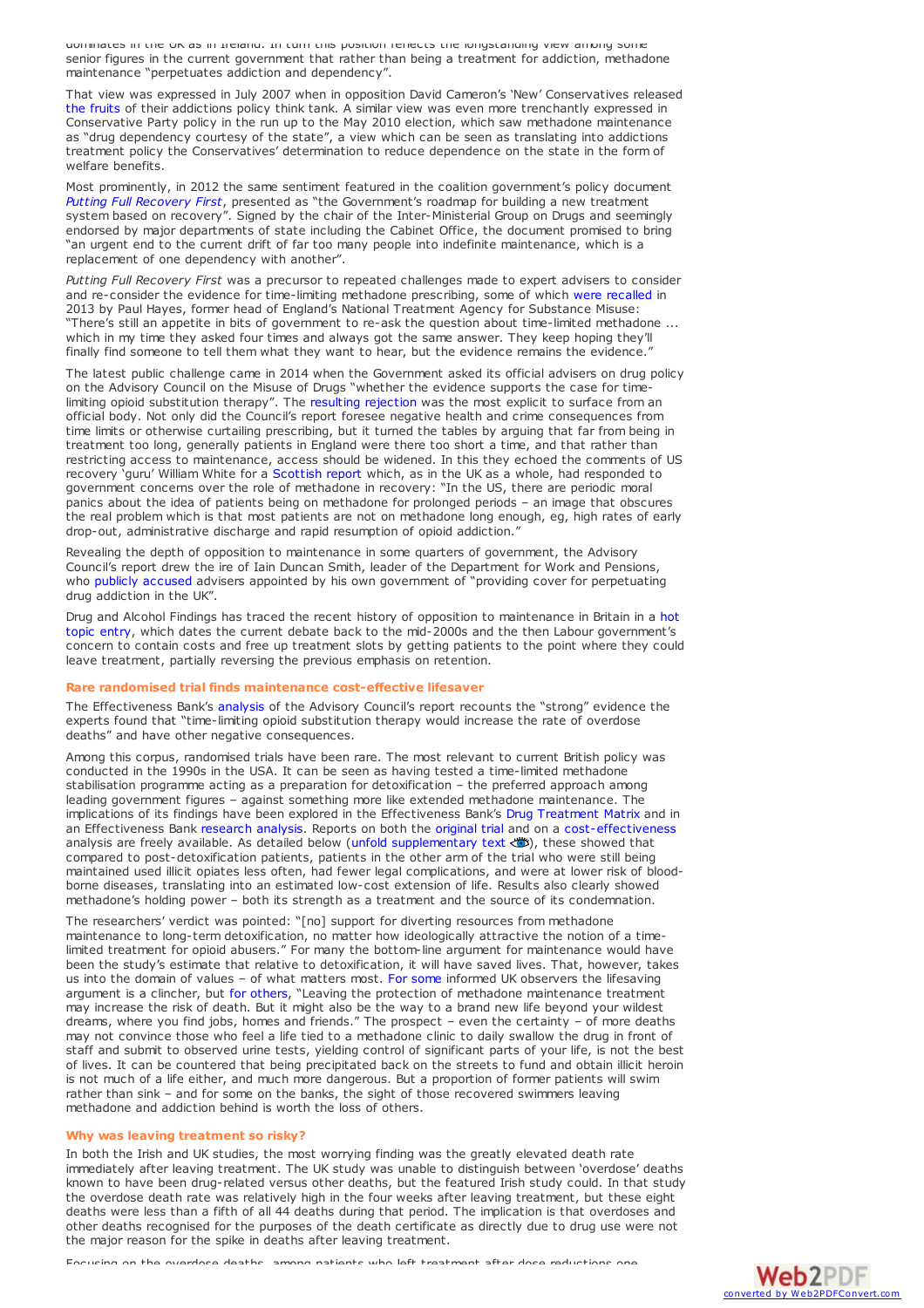dominates in the UK as in Ireland. In turn this position reflects the longstanding view among some senior figures in the current government that rather than being a treatment for addiction, methadone maintenance "perpetuates addiction and dependency".

That view was expressed in July 2007 when in opposition David Cameron's 'New' Conservatives released the fruits of their addictions policy think tank. A similar view was even more trenchantly expressed in Conservative Party policy in the run up to the May 2010 election, which saw methadone maintenance as "drug dependency courtesy of the state", a view which can be seen as translating into addictions treatment policy the Conservatives' determination to reduce dependence on the state in the form of welfare benefits.

Most prominently, in 2012 the same sentiment featured in the coalition government's policy document *Putting Full Recovery First*, presented as "the Government's roadmap for building a new treatment system based on recovery". Signed by the chair of the Inter-Ministerial Group on Drugs and seemingly endorsed by major departments of state including the Cabinet Office, the document promised to bring "an urgent end to the current drift of far too many people into indefinite maintenance, which is a replacement of one dependency with another".

*Putting Full Recovery First* was a precursor to repeated challenges made to expert advisers to consider and re-consider the evidence for time-limiting methadone prescribing, some of which were recalled in 2013 by Paul Hayes, former head of England's National Treatment Agency for Substance Misuse: "There's still an appetite in bits of government to re-ask the question about time-limited methadone ... which in my time they asked four times and always got the same answer. They keep hoping they'll finally find someone to tell them what they want to hear, but the evidence remains the evidence."

The latest public challenge came in 2014 when the Government asked its official advisers on drug policy on the Advisory Council on the Misuse of Drugs "whether the evidence supports the case for time-limiting opioid substitution therapy". The resulting rejection was the most explicit to surface from an official body. Not only did the Council's report foresee negative health and crime consequences from time limits or otherwise curtailing prescribing, but it turned the tables by arguing that far from being in treatment too long, generally patients in England were there too short a time, and that rather than restricting access to maintenance, access should be widened. In this they echoed the comments of US recovery 'guru' William White for a Scottish report which, as in the UK as a whole, had responded to government concerns over the role of methadone in recovery: "In the US, there are periodic moral panics about the idea of patients being on methadone for prolonged periods – an image that obscures the real problem which is that most patients are not on methadone long enough, eg, high rates of early drop-out, administrative discharge and rapid resumption of opioid addiction."

Revealing the depth of opposition to maintenance in some quarters of government, the Advisory Council's report drew the ire of Iain Duncan Smith, leader of the Department for Work and Pensions, who publicly accused advisers appointed by his own government of "providing cover for perpetuating drug addiction in the UK".

Drug and Alcohol Findings has traced the recent history of opposition to maintenance in Britain in a hot topic entry, which dates the current debate back to the mid-2000s and the then Labour government's concern to contain costs and free up treatment slots by getting patients to the point where they could leave treatment, partially reversing the previous emphasis on retention.

### Rare randomised trial finds maintenance cost-effective lifesaver

The Effectiveness Bank's analysis of the Advisory Council's report recounts the "strong" evidence the experts found that "time-limiting opioid substitution therapy would increase the rate of overdose deaths" and have other negative consequences.

Among this corpus, randomised trials have been rare. The most relevant to current British policy was conducted in the 1990s in the USA. It can be seen as having tested a time-limited methadone stabilisation programme acting as a preparation for detoxification – the preferred approach among leading government figures – against something more like extended methadone maintenance. The implications of its findings have been explored in the Effectiveness Bank's Drug Treatment Matrix and in an Effectiveness Bank research analysis. Reports on both the original trial and on a cost-effectiveness analysis are freely available. As detailed below (unfold supplementary text ), these showed that compared to post-detoxification patients, patients in the other arm of the trial who were still being maintained used illicit opiates less often, had fewer legal complications, and were at lower risk of blood-borne diseases, translating into an estimated low-cost extension of life. Results also clearly showed methadone's holding power – both its strength as a treatment and the source of its condemnation.

The researchers' verdict was pointed: "[no] support for diverting resources from methadone maintenance to long-term detoxification, no matter how ideologically attractive the notion of a time-limited treatment for opioid abusers." For many the bottom-line argument for maintenance would have been the study's estimate that relative to detoxification, it will have saved lives. That, however, takes us into the domain of values – of what matters most. For some informed UK observers the lifesaving argument is a clincher, but for others, "Leaving the protection of methadone maintenance treatment may increase the risk of death. But it might also be the way to a brand new life beyond your wildest dreams, where you find jobs, homes and friends." The prospect – even the certainty – of more deaths may not convince those who feel a life tied to a methadone clinic to daily swallow the drug in front of staff and submit to observed urine tests, yielding control of significant parts of your life, is not the best of lives. It can be countered that being precipitated back on the streets to fund and obtain illicit heroin is not much of a life either, and much more dangerous. But a proportion of former patients will swim rather than sink – and for some on the banks, the sight of those recovered swimmers leaving methadone and addiction behind is worth the loss of others.

### Why was leaving treatment so risky?

In both the Irish and UK studies, the most worrying finding was the greatly elevated death rate immediately after leaving treatment. The UK study was unable to distinguish between 'overdose' deaths known to have been drug-related versus other deaths, but the featured Irish study could. In that study the overdose death rate was relatively high in the four weeks after leaving treatment, but these eight deaths were less than a fifth of all 44 deaths during that period. The implication is that overdoses and other deaths recognised for the purposes of the death certificate as directly due to drug use were not the major reason for the spike in deaths after leaving treatment.

Focusing on the overdose deaths, among patients who left treatment after dose reductions one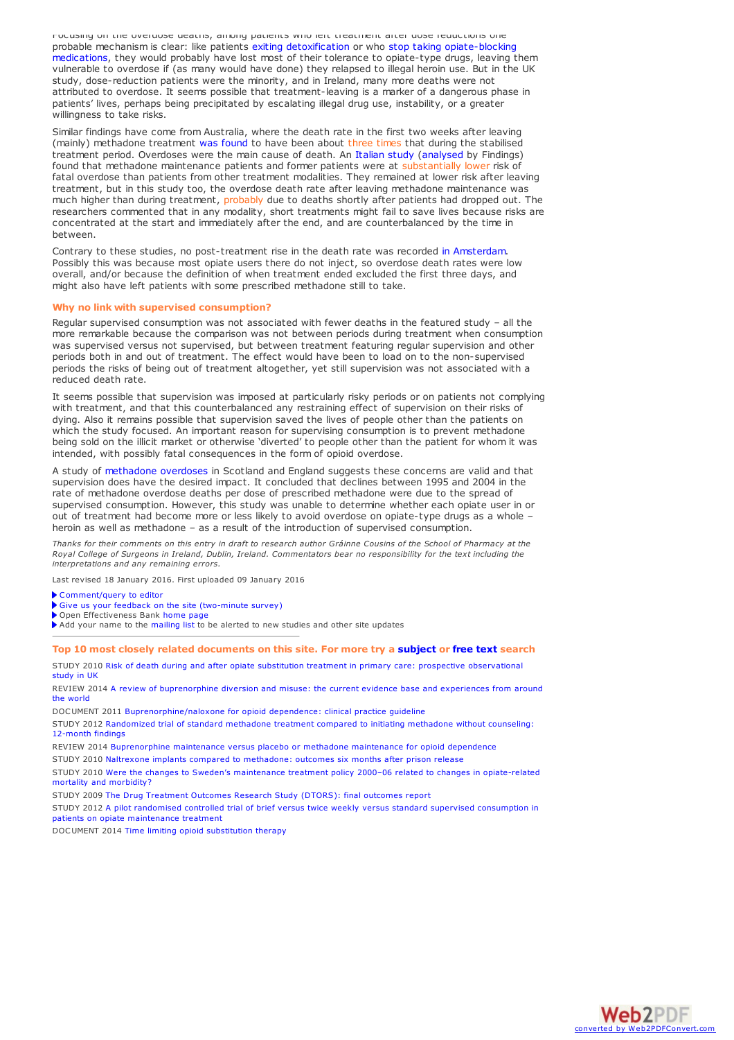Focusing on the overdose deaths, among patients who left treatment after dose reductions one probable mechanism is clear: like patients exiting detoxification or who stop taking opiate-blocking medications, they would probably have lost most of their tolerance to opiate-type drugs, leaving them vulnerable to overdose if (as many would have done) they relapsed to illegal heroin use. But in the UK study, dose-reduction patients were the minority, and in Ireland, many more deaths were not attributed to overdose. It seems possible that treatment-leaving is a marker of a dangerous phase in patients' lives, perhaps being precipitated by escalating illegal drug use, instability, or a greater willingness to take risks.

Similar findings have come from Australia, where the death rate in the first two weeks after leaving (mainly) methadone treatment was found to have been about three times that during the stabilised treatment period. Overdoses were the main cause of death. An Italian study (analysed by Findings) found that methadone maintenance patients and former patients were at substantially lower risk of fatal overdose than patients from other treatment modalities. They remained at lower risk after leaving treatment, but in this study too, the overdose death rate after leaving methadone maintenance was much higher than during treatment, probably due to deaths shortly after patients had dropped out. The researchers commented that in any modality, short treatments might fail to save lives because risks are concentrated at the start and immediately after the end, and are counterbalanced by the time in between.

Contrary to these studies, no post-treatment rise in the death rate was recorded in Amsterdam. Possibly this was because most opiate users there do not inject, so overdose death rates were low overall, and/or because the definition of when treatment ended excluded the first three days, and might also have left patients with some prescribed methadone still to take.

### Why no link with supervised consumption?

Regular supervised consumption was not associated with fewer deaths in the featured study – all the more remarkable because the comparison was not between periods during treatment when consumption was supervised versus not supervised, but between treatment featuring regular supervision and other periods both in and out of treatment. The effect would have been to load on to the non-supervised periods the risks of being out of treatment altogether, yet still supervision was not associated with a reduced death rate.

It seems possible that supervision was imposed at particularly risky periods or on patients not complying with treatment, and that this counterbalanced any restraining effect of supervision on their risks of dying. Also it remains possible that supervision saved the lives of people other than the patients on which the study focused. An important reason for supervising consumption is to prevent methadone being sold on the illicit market or otherwise 'diverted' to people other than the patient for whom it was intended, with possibly fatal consequences in the form of opioid overdose.

A study of methadone overdoses in Scotland and England suggests these concerns are valid and that supervision does have the desired impact. It concluded that declines between 1995 and 2004 in the rate of methadone overdose deaths per dose of prescribed methadone were due to the spread of supervised consumption. However, this study was unable to determine whether each opiate user in or out of treatment had become more or less likely to avoid overdose on opiate-type drugs as a whole – heroin as well as methadone – as a result of the introduction of supervised consumption.

*Thanks for their comments on this entry in draft to research author Gráinne Cousins of the School of Pharmacy at the Royal College of Surgeons in Ireland, Dublin, Ireland. Commentators bear no responsibility for the text including the interpretations and any remaining errors.*

Last revised 18 January 2016. First uploaded 09 January 2016

- Comment/query to editor
- Give us your feedback on the site (two-minute survey)
- Open Effectiveness Bank home page
- Add your name to the mailing list to be alerted to new studies and other site updates

### Top 10 most closely related documents on this site. For more try a subject or free text search

STUDY 2010 Risk of death during and after opiate substitution treatment in primary care: prospective observational study in UK

REVIEW 2014 A review of buprenorphine diversion and misuse: the current evidence base and experiences from around the world

DOCUMENT 2011 Buprenorphine/naloxone for opioid dependence: clinical practice guideline

STUDY 2012 Randomized trial of standard methadone treatment compared to initiating methadone without counseling: 12-month findings

REVIEW 2014 Buprenorphine maintenance versus placebo or methadone maintenance for opioid dependence

STUDY 2010 Naltrexone implants compared to methadone: outcomes six months after prison release

STUDY 2010 Were the changes to Sweden's maintenance treatment policy 2000–06 related to changes in opiate-related mortality and morbidity?

STUDY 2009 The Drug Treatment Outcomes Research Study (DTORS): final outcomes report

STUDY 2012 A pilot randomised controlled trial of brief versus twice weekly versus standard supervised consumption in patients on opiate maintenance treatment

DOCUMENT 2014 Time limiting opioid substitution therapy